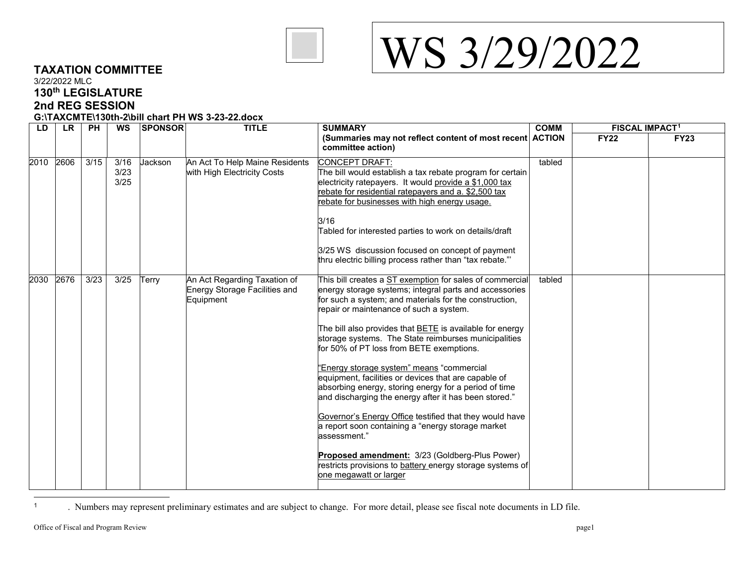# WS 3/29/2022

**TAXATION COMMITTEE**
3/22/2022 MLC
**130th LEGISLATURE**
**2nd REG SESSION**
**G:\TAXCMTE\130th-2\bill chart PH WS 3-23-22.docx**

| LD | LR | PH | WS | SPONSOR | TITLE | SUMMARY (Summaries may not reflect content of most recent committee action) | COMM ACTION | FISCAL IMPACT[1] | |
|---|---|---|---|---|---|---|---|---|---|
| | | | | | | | | FY22 | FY23 |
| 2010 | 2606 | 3/15 | 3/16<br>3/23<br>3/25 | Jackson | An Act To Help Maine Residents with High Electricity Costs | CONCEPT DRAFT:<br>The bill would establish a tax rebate program for certain electricity ratepayers. It would provide a $1,000 tax rebate for residential ratepayers and a. $2,500 tax rebate for businesses with high energy usage.<br><br>3/16<br>Tabled for interested parties to work on details/draft<br><br>3/25 WS discussion focused on concept of payment thru electric billing process rather than "tax rebate."' | tabled | | |
| 2030 | 2676 | 3/23 | 3/25 | Terry | An Act Regarding Taxation of Energy Storage Facilities and Equipment | This bill creates a ST exemption for sales of commercial energy storage systems; integral parts and accessories for such a system; and materials for the construction, repair or maintenance of such a system.<br><br>The bill also provides that BETE is available for energy storage systems. The State reimburses municipalities for 50% of PT loss from BETE exemptions.<br><br>"Energy storage system" means "commercial equipment, facilities or devices that are capable of absorbing energy, storing energy for a period of time and discharging the energy after it has been stored."<br><br>Governor's Energy Office testified that they would have a report soon containing a "energy storage market assessment."<br><br>**Proposed amendment:** 3/23 (Goldberg-Plus Power) restricts provisions to battery energy storage systems of one megawatt or larger | tabled | | |

[1] . Numbers may represent preliminary estimates and are subject to change. For more detail, please see fiscal note documents in LD file.

Office of Fiscal and Program Review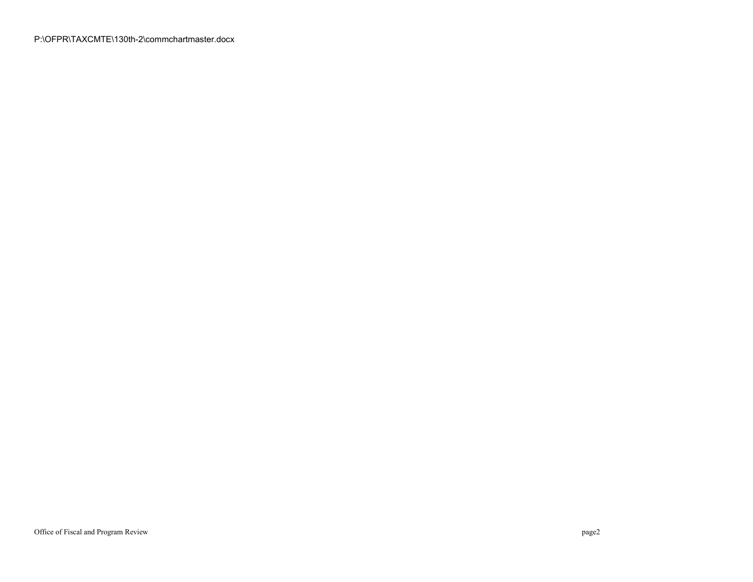P:\OFPR\TAXCMTE\130th-2\commchartmaster.docx